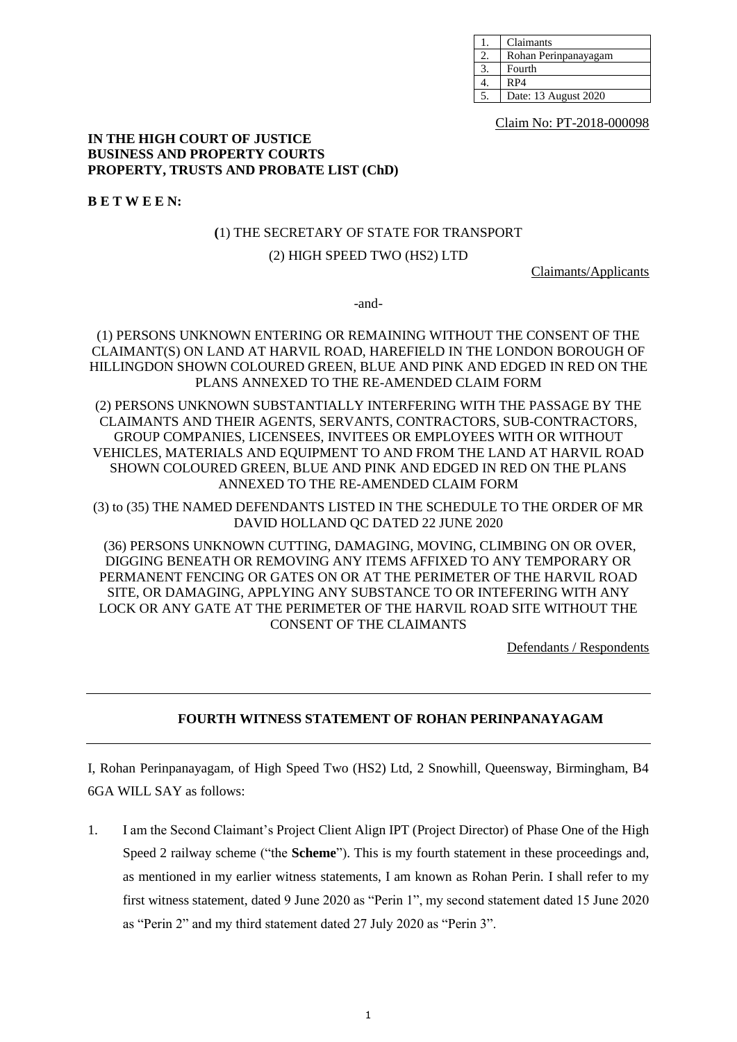| 1. | Claimants |
|---|---|
| 2. | Rohan Perinpanayagam |
| 3. | Fourth |
| 4. | RP4 |
| 5. | Date: 13 August 2020 |

Claim No: PT-2018-000098

**IN THE HIGH COURT OF JUSTICE**
**BUSINESS AND PROPERTY COURTS**
**PROPERTY, TRUSTS AND PROBATE LIST (ChD)**

**B E T W E E N:**

(1) THE SECRETARY OF STATE FOR TRANSPORT

(2) HIGH SPEED TWO (HS2) LTD

Claimants/Applicants

-and-

(1) PERSONS UNKNOWN ENTERING OR REMAINING WITHOUT THE CONSENT OF THE CLAIMANT(S) ON LAND AT HARVIL ROAD, HAREFIELD IN THE LONDON BOROUGH OF HILLINGDON SHOWN COLOURED GREEN, BLUE AND PINK AND EDGED IN RED ON THE PLANS ANNEXED TO THE RE-AMENDED CLAIM FORM

(2) PERSONS UNKNOWN SUBSTANTIALLY INTERFERING WITH THE PASSAGE BY THE CLAIMANTS AND THEIR AGENTS, SERVANTS, CONTRACTORS, SUB-CONTRACTORS, GROUP COMPANIES, LICENSEES, INVITEES OR EMPLOYEES WITH OR WITHOUT VEHICLES, MATERIALS AND EQUIPMENT TO AND FROM THE LAND AT HARVIL ROAD SHOWN COLOURED GREEN, BLUE AND PINK AND EDGED IN RED ON THE PLANS ANNEXED TO THE RE-AMENDED CLAIM FORM

(3) to (35) THE NAMED DEFENDANTS LISTED IN THE SCHEDULE TO THE ORDER OF MR DAVID HOLLAND QC DATED 22 JUNE 2020

(36) PERSONS UNKNOWN CUTTING, DAMAGING, MOVING, CLIMBING ON OR OVER, DIGGING BENEATH OR REMOVING ANY ITEMS AFFIXED TO ANY TEMPORARY OR PERMANENT FENCING OR GATES ON OR AT THE PERIMETER OF THE HARVIL ROAD SITE, OR DAMAGING, APPLYING ANY SUBSTANCE TO OR INTEFERING WITH ANY LOCK OR ANY GATE AT THE PERIMETER OF THE HARVIL ROAD SITE WITHOUT THE CONSENT OF THE CLAIMANTS

Defendants / Respondents

---

**FOURTH WITNESS STATEMENT OF ROHAN PERINPANAYAGAM**

---

I, Rohan Perinpanayagam, of High Speed Two (HS2) Ltd, 2 Snowhill, Queensway, Birmingham, B4 6GA WILL SAY as follows:

1. I am the Second Claimant's Project Client Align IPT (Project Director) of Phase One of the High Speed 2 railway scheme ("the **Scheme**"). This is my fourth statement in these proceedings and, as mentioned in my earlier witness statements, I am known as Rohan Perin. I shall refer to my first witness statement, dated 9 June 2020 as "Perin 1", my second statement dated 15 June 2020 as "Perin 2" and my third statement dated 27 July 2020 as "Perin 3".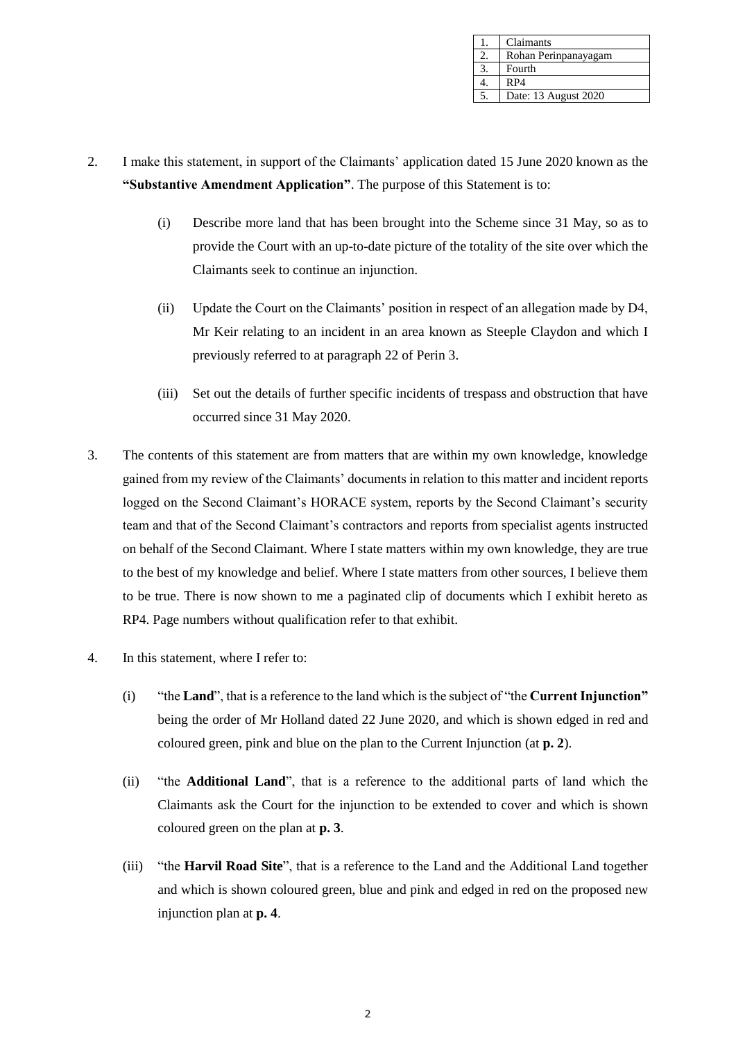| 1. | Claimants |
|---|---|
| 2. | Rohan Perinpanayagam |
| 3. | Fourth |
| 4. | RP4 |
| 5. | Date: 13 August 2020 |

2. I make this statement, in support of the Claimants' application dated 15 June 2020 known as the **"Substantive Amendment Application"**. The purpose of this Statement is to:

    (i) Describe more land that has been brought into the Scheme since 31 May, so as to provide the Court with an up-to-date picture of the totality of the site over which the Claimants seek to continue an injunction.

    (ii) Update the Court on the Claimants' position in respect of an allegation made by D4, Mr Keir relating to an incident in an area known as Steeple Claydon and which I previously referred to at paragraph 22 of Perin 3.

    (iii) Set out the details of further specific incidents of trespass and obstruction that have occurred since 31 May 2020.

3. The contents of this statement are from matters that are within my own knowledge, knowledge gained from my review of the Claimants' documents in relation to this matter and incident reports logged on the Second Claimant's HORACE system, reports by the Second Claimant's security team and that of the Second Claimant's contractors and reports from specialist agents instructed on behalf of the Second Claimant. Where I state matters within my own knowledge, they are true to the best of my knowledge and belief. Where I state matters from other sources, I believe them to be true. There is now shown to me a paginated clip of documents which I exhibit hereto as RP4. Page numbers without qualification refer to that exhibit.

4. In this statement, where I refer to:

    (i) "the **Land**", that is a reference to the land which is the subject of "the **Current Injunction"** being the order of Mr Holland dated 22 June 2020, and which is shown edged in red and coloured green, pink and blue on the plan to the Current Injunction (at **p. 2**).

    (ii) "the **Additional Land**", that is a reference to the additional parts of land which the Claimants ask the Court for the injunction to be extended to cover and which is shown coloured green on the plan at **p. 3**.

    (iii) "the **Harvil Road Site**", that is a reference to the Land and the Additional Land together and which is shown coloured green, blue and pink and edged in red on the proposed new injunction plan at **p. 4**.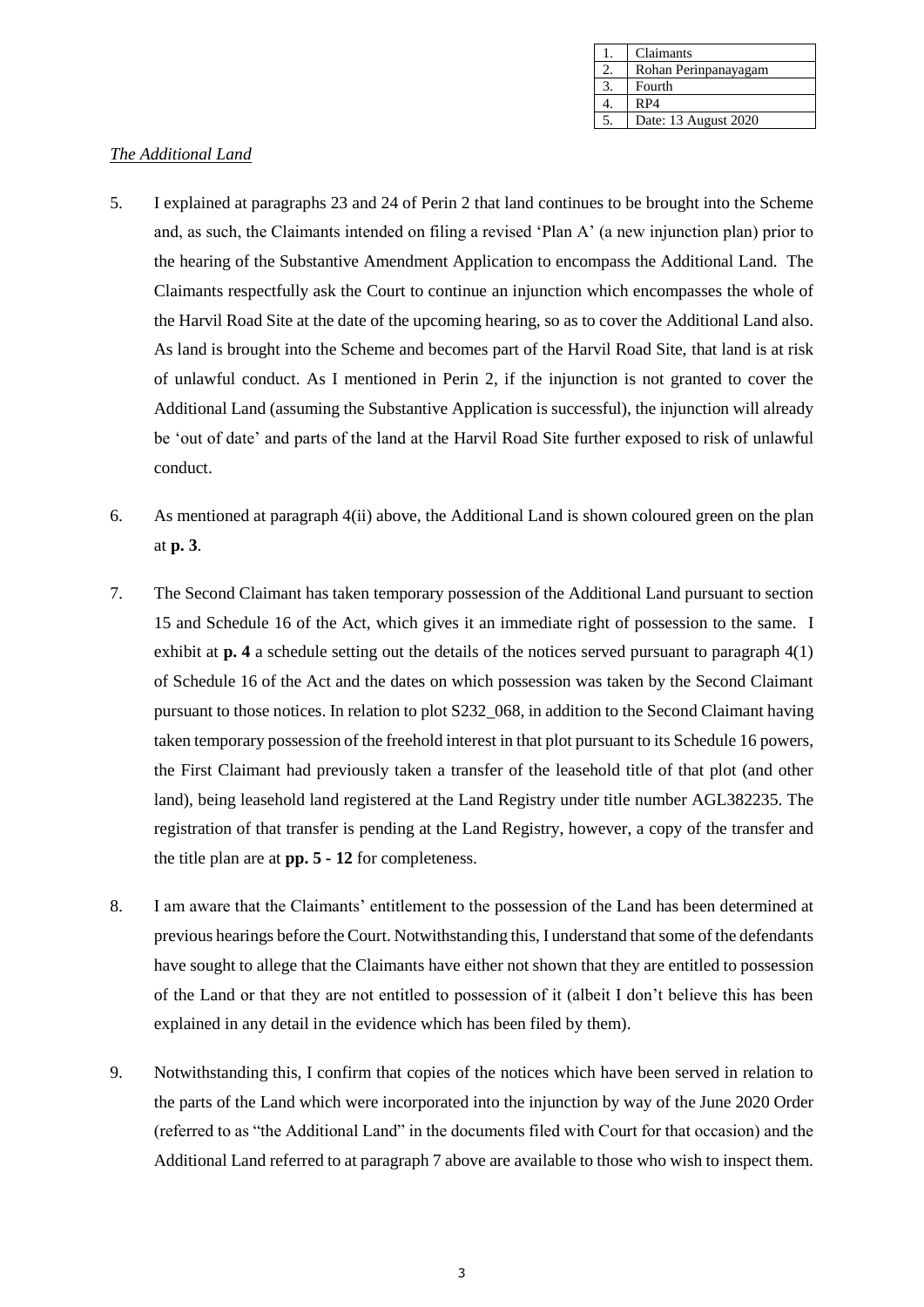| 1. | Claimants |
| --- | --- |
| 2. | Rohan Perinpanayagam |
| 3. | Fourth |
| 4. | RP4 |
| 5. | Date: 13 August 2020 |

*The Additional Land*

5. I explained at paragraphs 23 and 24 of Perin 2 that land continues to be brought into the Scheme and, as such, the Claimants intended on filing a revised 'Plan A' (a new injunction plan) prior to the hearing of the Substantive Amendment Application to encompass the Additional Land. The Claimants respectfully ask the Court to continue an injunction which encompasses the whole of the Harvil Road Site at the date of the upcoming hearing, so as to cover the Additional Land also. As land is brought into the Scheme and becomes part of the Harvil Road Site, that land is at risk of unlawful conduct. As I mentioned in Perin 2, if the injunction is not granted to cover the Additional Land (assuming the Substantive Application is successful), the injunction will already be 'out of date' and parts of the land at the Harvil Road Site further exposed to risk of unlawful conduct.

6. As mentioned at paragraph 4(ii) above, the Additional Land is shown coloured green on the plan at **p. 3**.

7. The Second Claimant has taken temporary possession of the Additional Land pursuant to section 15 and Schedule 16 of the Act, which gives it an immediate right of possession to the same. I exhibit at **p. 4** a schedule setting out the details of the notices served pursuant to paragraph 4(1) of Schedule 16 of the Act and the dates on which possession was taken by the Second Claimant pursuant to those notices. In relation to plot S232_068, in addition to the Second Claimant having taken temporary possession of the freehold interest in that plot pursuant to its Schedule 16 powers, the First Claimant had previously taken a transfer of the leasehold title of that plot (and other land), being leasehold land registered at the Land Registry under title number AGL382235. The registration of that transfer is pending at the Land Registry, however, a copy of the transfer and the title plan are at **pp. 5 - 12** for completeness.

8. I am aware that the Claimants' entitlement to the possession of the Land has been determined at previous hearings before the Court. Notwithstanding this, I understand that some of the defendants have sought to allege that the Claimants have either not shown that they are entitled to possession of the Land or that they are not entitled to possession of it (albeit I don't believe this has been explained in any detail in the evidence which has been filed by them).

9. Notwithstanding this, I confirm that copies of the notices which have been served in relation to the parts of the Land which were incorporated into the injunction by way of the June 2020 Order (referred to as "the Additional Land" in the documents filed with Court for that occasion) and the Additional Land referred to at paragraph 7 above are available to those who wish to inspect them.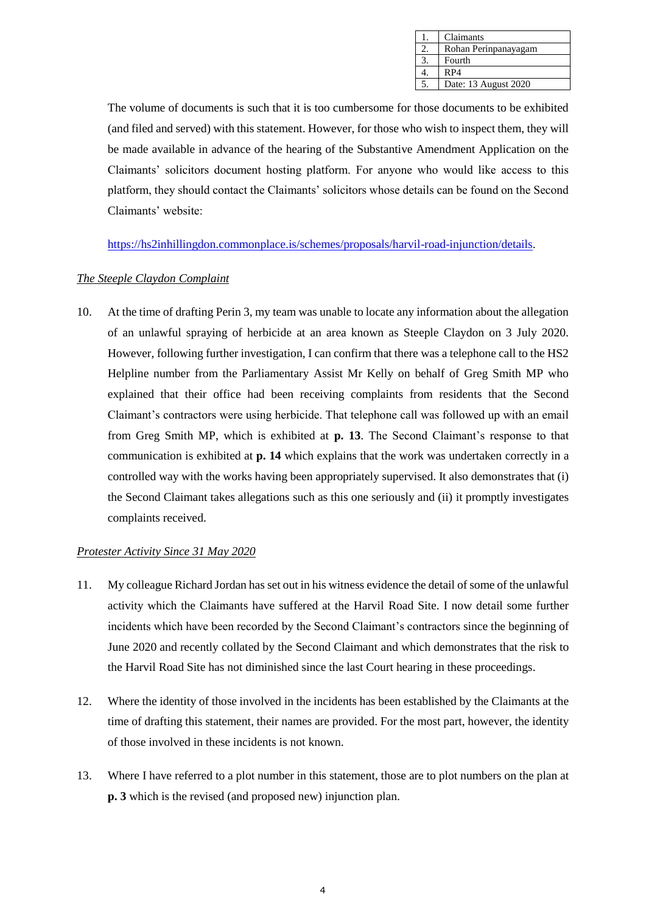| 1. | Claimants |
|---|---|
| 2. | Rohan Perinpanayagam |
| 3. | Fourth |
| 4. | RP4 |
| 5. | Date: 13 August 2020 |

The volume of documents is such that it is too cumbersome for those documents to be exhibited (and filed and served) with this statement. However, for those who wish to inspect them, they will be made available in advance of the hearing of the Substantive Amendment Application on the Claimants' solicitors document hosting platform. For anyone who would like access to this platform, they should contact the Claimants' solicitors whose details can be found on the Second Claimants' website:

https://hs2inhillingdon.commonplace.is/schemes/proposals/harvil-road-injunction/details.

*The Steeple Claydon Complaint*

10. At the time of drafting Perin 3, my team was unable to locate any information about the allegation of an unlawful spraying of herbicide at an area known as Steeple Claydon on 3 July 2020. However, following further investigation, I can confirm that there was a telephone call to the HS2 Helpline number from the Parliamentary Assist Mr Kelly on behalf of Greg Smith MP who explained that their office had been receiving complaints from residents that the Second Claimant's contractors were using herbicide. That telephone call was followed up with an email from Greg Smith MP, which is exhibited at **p. 13**. The Second Claimant's response to that communication is exhibited at **p. 14** which explains that the work was undertaken correctly in a controlled way with the works having been appropriately supervised. It also demonstrates that (i) the Second Claimant takes allegations such as this one seriously and (ii) it promptly investigates complaints received.

*Protester Activity Since 31 May 2020*

11. My colleague Richard Jordan has set out in his witness evidence the detail of some of the unlawful activity which the Claimants have suffered at the Harvil Road Site. I now detail some further incidents which have been recorded by the Second Claimant's contractors since the beginning of June 2020 and recently collated by the Second Claimant and which demonstrates that the risk to the Harvil Road Site has not diminished since the last Court hearing in these proceedings.

12. Where the identity of those involved in the incidents has been established by the Claimants at the time of drafting this statement, their names are provided. For the most part, however, the identity of those involved in these incidents is not known.

13. Where I have referred to a plot number in this statement, those are to plot numbers on the plan at **p. 3** which is the revised (and proposed new) injunction plan.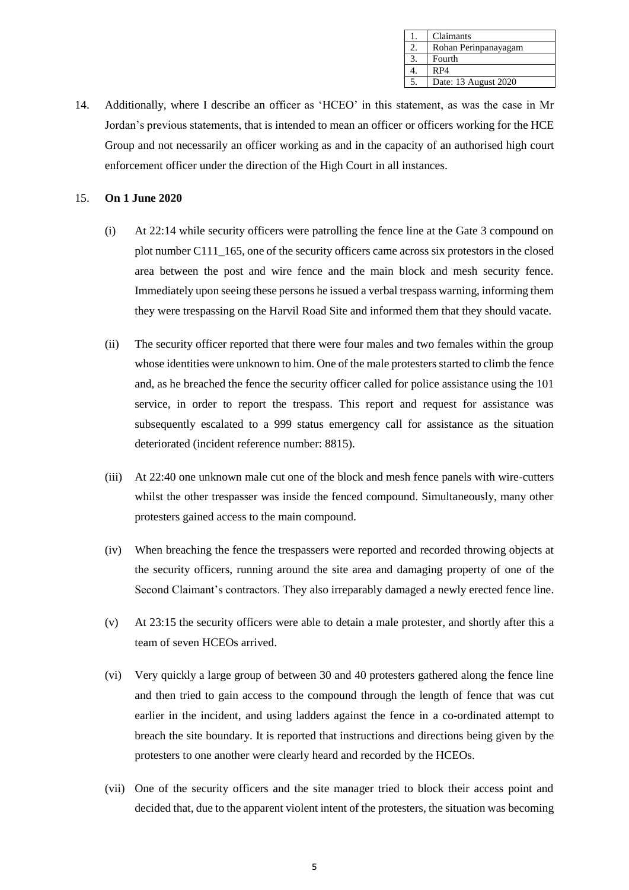| 1. | Claimants |
|---|---|
| 2. | Rohan Perinpanayagam |
| 3. | Fourth |
| 4. | RP4 |
| 5. | Date: 13 August 2020 |

14. Additionally, where I describe an officer as 'HCEO' in this statement, as was the case in Mr Jordan's previous statements, that is intended to mean an officer or officers working for the HCE Group and not necessarily an officer working as and in the capacity of an authorised high court enforcement officer under the direction of the High Court in all instances.

15. **On 1 June 2020**

(i) At 22:14 while security officers were patrolling the fence line at the Gate 3 compound on plot number C111_165, one of the security officers came across six protestors in the closed area between the post and wire fence and the main block and mesh security fence. Immediately upon seeing these persons he issued a verbal trespass warning, informing them they were trespassing on the Harvil Road Site and informed them that they should vacate.

(ii) The security officer reported that there were four males and two females within the group whose identities were unknown to him. One of the male protesters started to climb the fence and, as he breached the fence the security officer called for police assistance using the 101 service, in order to report the trespass. This report and request for assistance was subsequently escalated to a 999 status emergency call for assistance as the situation deteriorated (incident reference number: 8815).

(iii) At 22:40 one unknown male cut one of the block and mesh fence panels with wire-cutters whilst the other trespasser was inside the fenced compound. Simultaneously, many other protesters gained access to the main compound.

(iv) When breaching the fence the trespassers were reported and recorded throwing objects at the security officers, running around the site area and damaging property of one of the Second Claimant's contractors. They also irreparably damaged a newly erected fence line.

(v) At 23:15 the security officers were able to detain a male protester, and shortly after this a team of seven HCEOs arrived.

(vi) Very quickly a large group of between 30 and 40 protesters gathered along the fence line and then tried to gain access to the compound through the length of fence that was cut earlier in the incident, and using ladders against the fence in a co-ordinated attempt to breach the site boundary. It is reported that instructions and directions being given by the protesters to one another were clearly heard and recorded by the HCEOs.

(vii) One of the security officers and the site manager tried to block their access point and decided that, due to the apparent violent intent of the protesters, the situation was becoming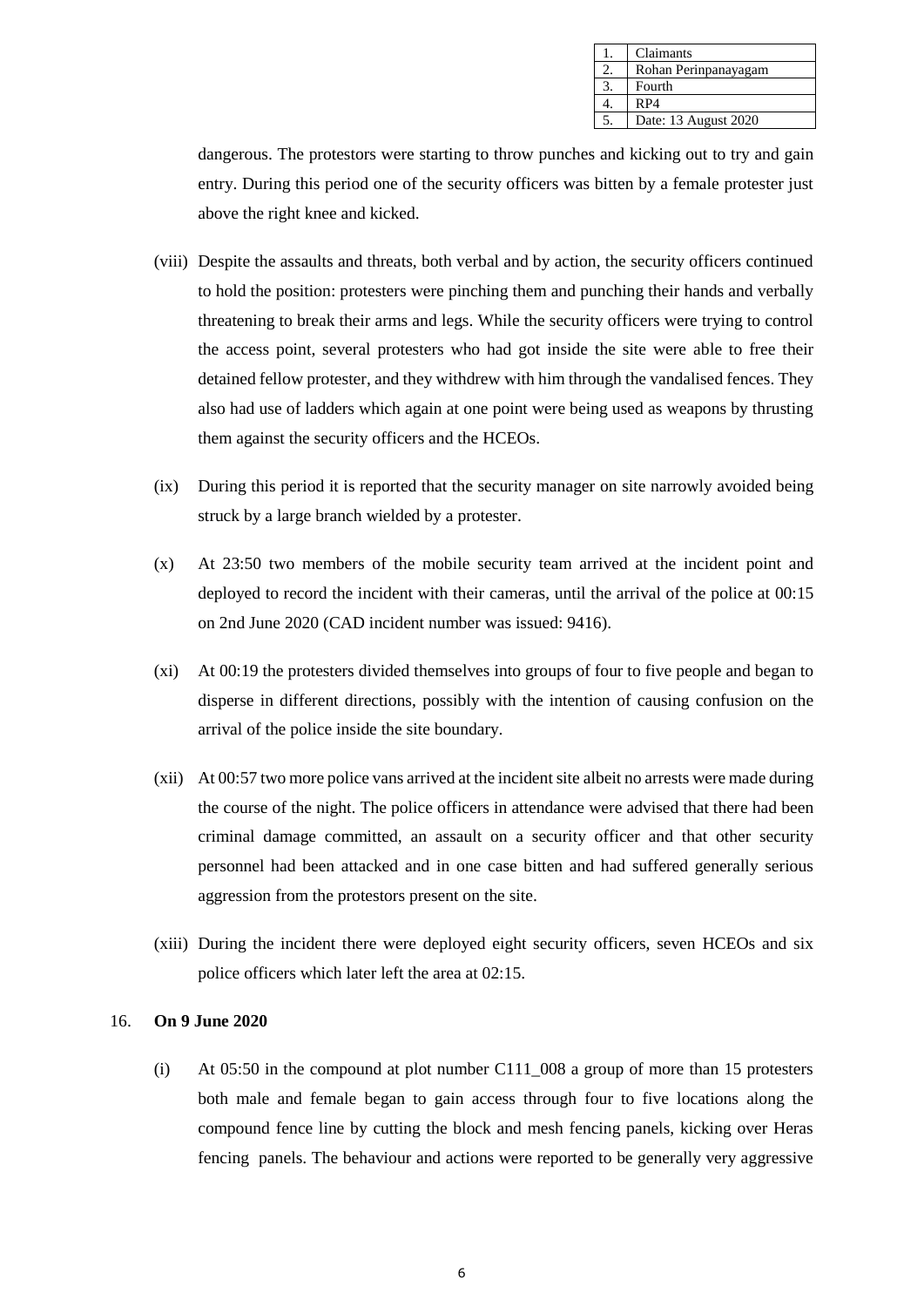| 1. | Claimants |
|---|---|
| 2. | Rohan Perinpanayagam |
| 3. | Fourth |
| 4. | RP4 |
| 5. | Date: 13 August 2020 |

dangerous. The protestors were starting to throw punches and kicking out to try and gain entry. During this period one of the security officers was bitten by a female protester just above the right knee and kicked.

(viii) Despite the assaults and threats, both verbal and by action, the security officers continued to hold the position: protesters were pinching them and punching their hands and verbally threatening to break their arms and legs. While the security officers were trying to control the access point, several protesters who had got inside the site were able to free their detained fellow protester, and they withdrew with him through the vandalised fences. They also had use of ladders which again at one point were being used as weapons by thrusting them against the security officers and the HCEOs.

(ix) During this period it is reported that the security manager on site narrowly avoided being struck by a large branch wielded by a protester.

(x) At 23:50 two members of the mobile security team arrived at the incident point and deployed to record the incident with their cameras, until the arrival of the police at 00:15 on 2nd June 2020 (CAD incident number was issued: 9416).

(xi) At 00:19 the protesters divided themselves into groups of four to five people and began to disperse in different directions, possibly with the intention of causing confusion on the arrival of the police inside the site boundary.

(xii) At 00:57 two more police vans arrived at the incident site albeit no arrests were made during the course of the night. The police officers in attendance were advised that there had been criminal damage committed, an assault on a security officer and that other security personnel had been attacked and in one case bitten and had suffered generally serious aggression from the protestors present on the site.

(xiii) During the incident there were deployed eight security officers, seven HCEOs and six police officers which later left the area at 02:15.

16. **On 9 June 2020**

(i) At 05:50 in the compound at plot number C111_008 a group of more than 15 protesters both male and female began to gain access through four to five locations along the compound fence line by cutting the block and mesh fencing panels, kicking over Heras fencing panels. The behaviour and actions were reported to be generally very aggressive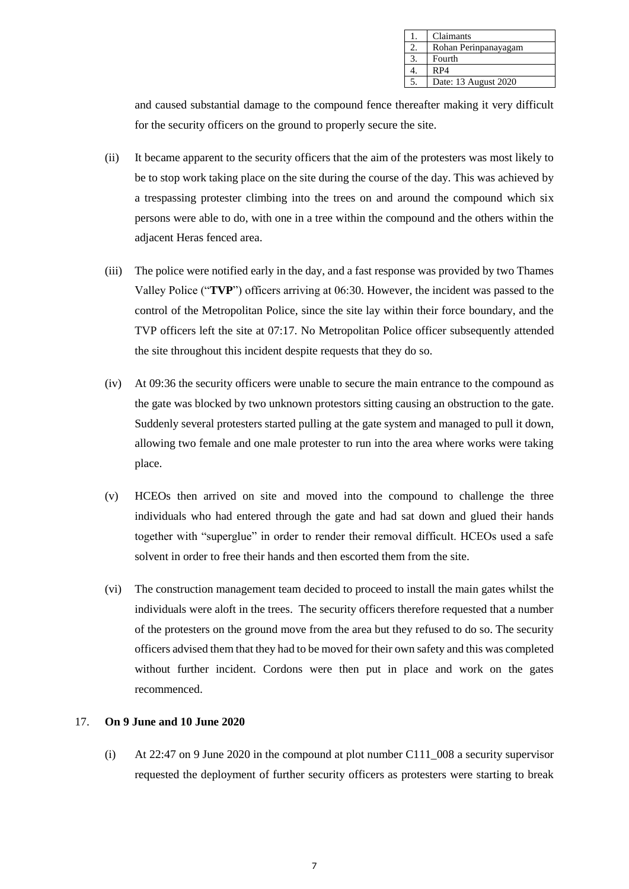and caused substantial damage to the compound fence thereafter making it very difficult for the security officers on the ground to properly secure the site.

(ii) It became apparent to the security officers that the aim of the protesters was most likely to be to stop work taking place on the site during the course of the day. This was achieved by a trespassing protester climbing into the trees on and around the compound which six persons were able to do, with one in a tree within the compound and the others within the adjacent Heras fenced area.

(iii) The police were notified early in the day, and a fast response was provided by two Thames Valley Police ("**TVP**") officers arriving at 06:30. However, the incident was passed to the control of the Metropolitan Police, since the site lay within their force boundary, and the TVP officers left the site at 07:17. No Metropolitan Police officer subsequently attended the site throughout this incident despite requests that they do so.

(iv) At 09:36 the security officers were unable to secure the main entrance to the compound as the gate was blocked by two unknown protestors sitting causing an obstruction to the gate. Suddenly several protesters started pulling at the gate system and managed to pull it down, allowing two female and one male protester to run into the area where works were taking place.

(v) HCEOs then arrived on site and moved into the compound to challenge the three individuals who had entered through the gate and had sat down and glued their hands together with "superglue" in order to render their removal difficult. HCEOs used a safe solvent in order to free their hands and then escorted them from the site.

(vi) The construction management team decided to proceed to install the main gates whilst the individuals were aloft in the trees. The security officers therefore requested that a number of the protesters on the ground move from the area but they refused to do so. The security officers advised them that they had to be moved for their own safety and this was completed without further incident. Cordons were then put in place and work on the gates recommenced.

17. **On 9 June and 10 June 2020**

(i) At 22:47 on 9 June 2020 in the compound at plot number C111_008 a security supervisor requested the deployment of further security officers as protesters were starting to break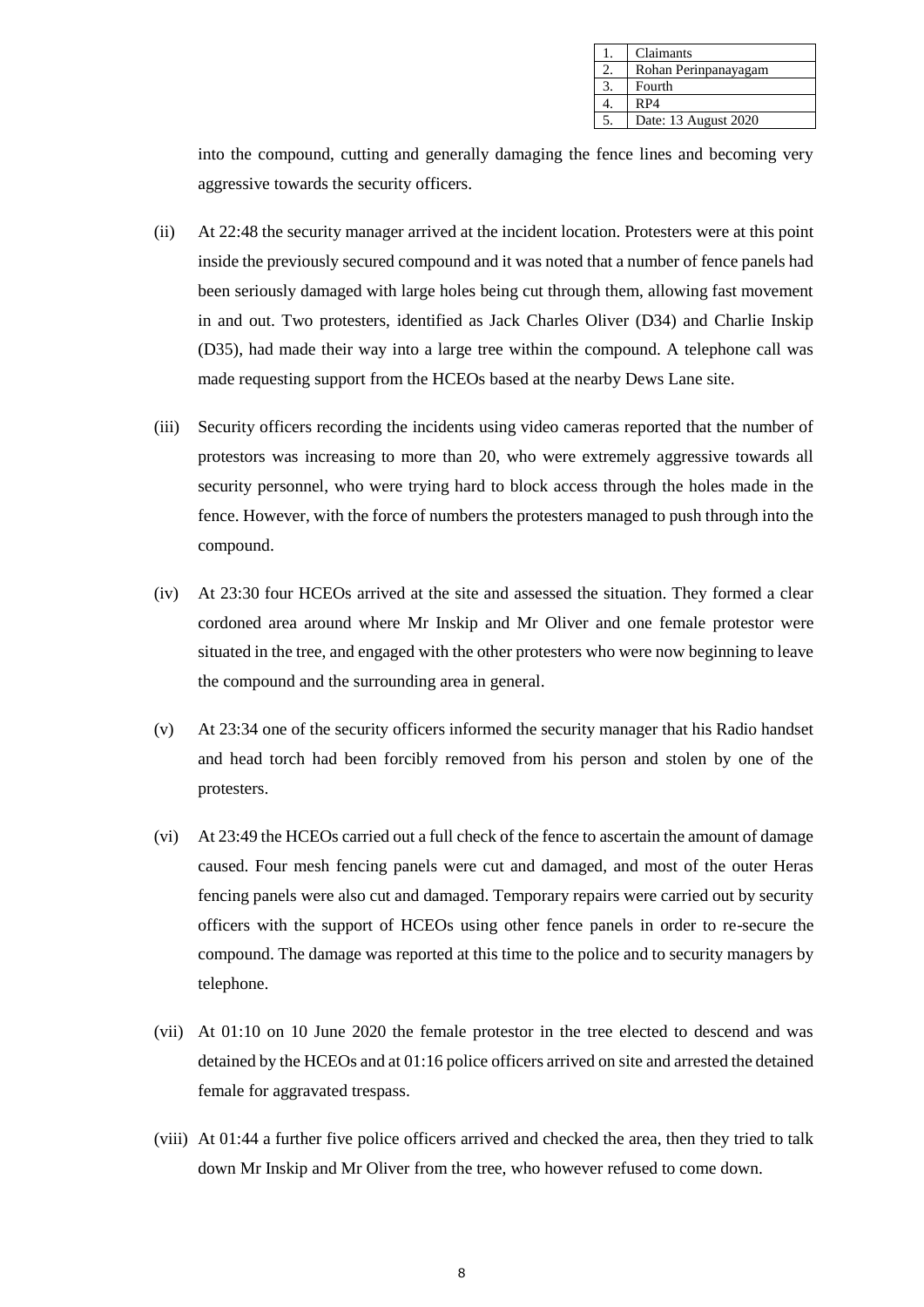| 1. | Claimants |
|---|---|
| 2. | Rohan Perinpanayagam |
| 3. | Fourth |
| 4. | RP4 |
| 5. | Date: 13 August 2020 |

into the compound, cutting and generally damaging the fence lines and becoming very aggressive towards the security officers.

(ii) At 22:48 the security manager arrived at the incident location. Protesters were at this point inside the previously secured compound and it was noted that a number of fence panels had been seriously damaged with large holes being cut through them, allowing fast movement in and out. Two protesters, identified as Jack Charles Oliver (D34) and Charlie Inskip (D35), had made their way into a large tree within the compound. A telephone call was made requesting support from the HCEOs based at the nearby Dews Lane site.

(iii) Security officers recording the incidents using video cameras reported that the number of protestors was increasing to more than 20, who were extremely aggressive towards all security personnel, who were trying hard to block access through the holes made in the fence. However, with the force of numbers the protesters managed to push through into the compound.

(iv) At 23:30 four HCEOs arrived at the site and assessed the situation. They formed a clear cordoned area around where Mr Inskip and Mr Oliver and one female protestor were situated in the tree, and engaged with the other protesters who were now beginning to leave the compound and the surrounding area in general.

(v) At 23:34 one of the security officers informed the security manager that his Radio handset and head torch had been forcibly removed from his person and stolen by one of the protesters.

(vi) At 23:49 the HCEOs carried out a full check of the fence to ascertain the amount of damage caused. Four mesh fencing panels were cut and damaged, and most of the outer Heras fencing panels were also cut and damaged. Temporary repairs were carried out by security officers with the support of HCEOs using other fence panels in order to re-secure the compound. The damage was reported at this time to the police and to security managers by telephone.

(vii) At 01:10 on 10 June 2020 the female protestor in the tree elected to descend and was detained by the HCEOs and at 01:16 police officers arrived on site and arrested the detained female for aggravated trespass.

(viii) At 01:44 a further five police officers arrived and checked the area, then they tried to talk down Mr Inskip and Mr Oliver from the tree, who however refused to come down.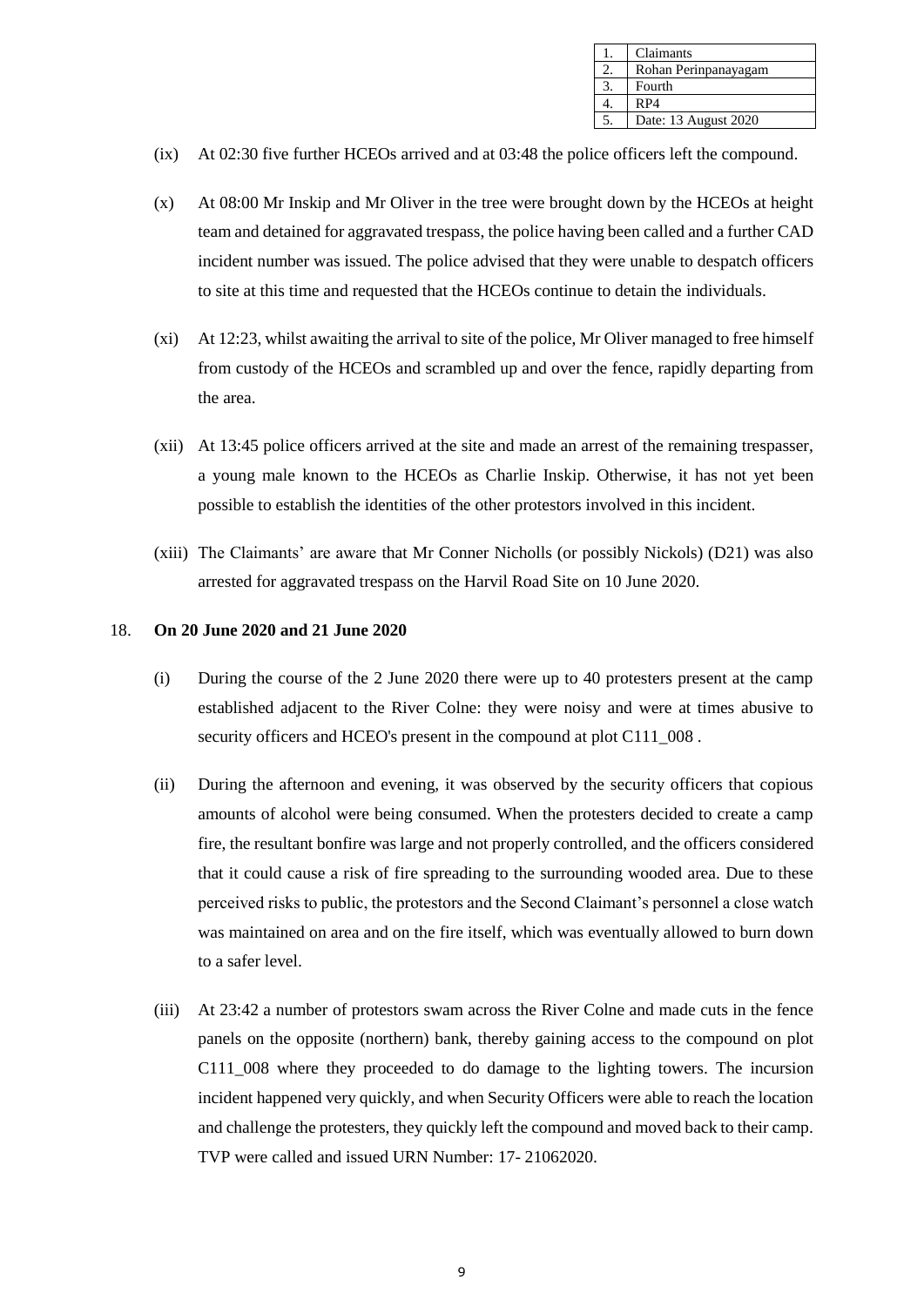| 1. | Claimants |
|---|---|
| 2. | Rohan Perinpanayagam |
| 3. | Fourth |
| 4. | RP4 |
| 5. | Date: 13 August 2020 |

(ix) At 02:30 five further HCEOs arrived and at 03:48 the police officers left the compound.

(x) At 08:00 Mr Inskip and Mr Oliver in the tree were brought down by the HCEOs at height team and detained for aggravated trespass, the police having been called and a further CAD incident number was issued. The police advised that they were unable to despatch officers to site at this time and requested that the HCEOs continue to detain the individuals.

(xi) At 12:23, whilst awaiting the arrival to site of the police, Mr Oliver managed to free himself from custody of the HCEOs and scrambled up and over the fence, rapidly departing from the area.

(xii) At 13:45 police officers arrived at the site and made an arrest of the remaining trespasser, a young male known to the HCEOs as Charlie Inskip. Otherwise, it has not yet been possible to establish the identities of the other protestors involved in this incident.

(xiii) The Claimants' are aware that Mr Conner Nicholls (or possibly Nickols) (D21) was also arrested for aggravated trespass on the Harvil Road Site on 10 June 2020.

18. **On 20 June 2020 and 21 June 2020**

(i) During the course of the 2 June 2020 there were up to 40 protesters present at the camp established adjacent to the River Colne: they were noisy and were at times abusive to security officers and HCEO's present in the compound at plot C111_008 .

(ii) During the afternoon and evening, it was observed by the security officers that copious amounts of alcohol were being consumed. When the protesters decided to create a camp fire, the resultant bonfire was large and not properly controlled, and the officers considered that it could cause a risk of fire spreading to the surrounding wooded area. Due to these perceived risks to public, the protestors and the Second Claimant's personnel a close watch was maintained on area and on the fire itself, which was eventually allowed to burn down to a safer level.

(iii) At 23:42 a number of protestors swam across the River Colne and made cuts in the fence panels on the opposite (northern) bank, thereby gaining access to the compound on plot C111_008 where they proceeded to do damage to the lighting towers. The incursion incident happened very quickly, and when Security Officers were able to reach the location and challenge the protesters, they quickly left the compound and moved back to their camp. TVP were called and issued URN Number: 17- 21062020.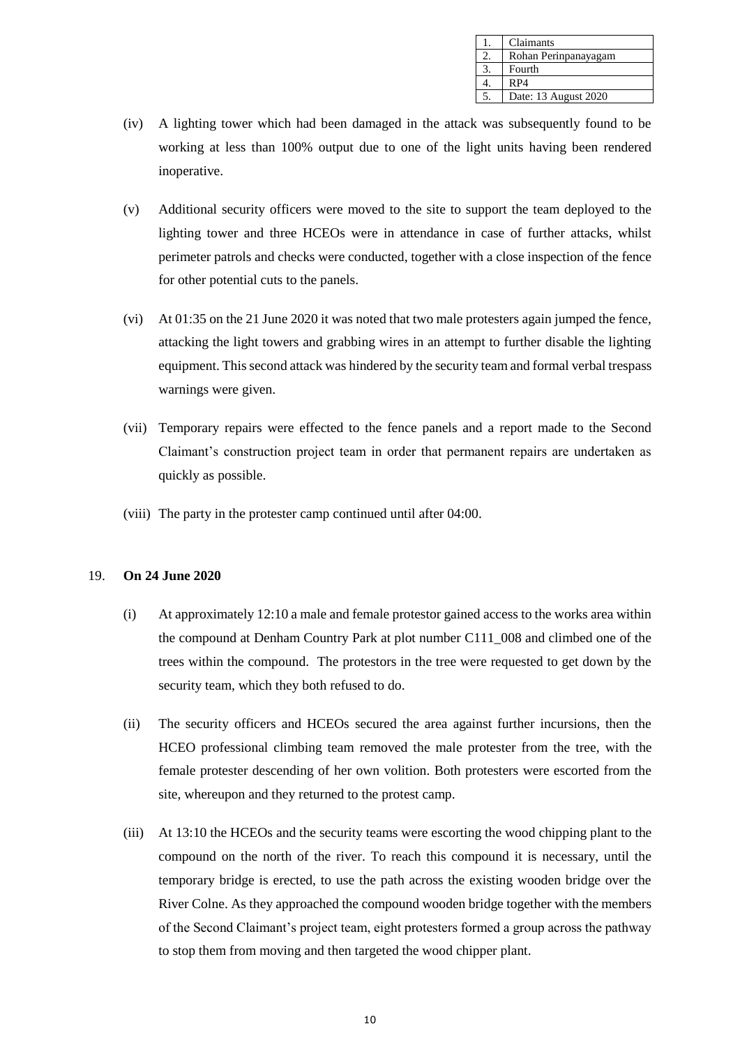(iv) A lighting tower which had been damaged in the attack was subsequently found to be working at less than 100% output due to one of the light units having been rendered inoperative.

(v) Additional security officers were moved to the site to support the team deployed to the lighting tower and three HCEOs were in attendance in case of further attacks, whilst perimeter patrols and checks were conducted, together with a close inspection of the fence for other potential cuts to the panels.

(vi) At 01:35 on the 21 June 2020 it was noted that two male protesters again jumped the fence, attacking the light towers and grabbing wires in an attempt to further disable the lighting equipment. This second attack was hindered by the security team and formal verbal trespass warnings were given.

(vii) Temporary repairs were effected to the fence panels and a report made to the Second Claimant's construction project team in order that permanent repairs are undertaken as quickly as possible.

(viii) The party in the protester camp continued until after 04:00.

19. **On 24 June 2020**

(i) At approximately 12:10 a male and female protestor gained access to the works area within the compound at Denham Country Park at plot number C111_008 and climbed one of the trees within the compound. The protestors in the tree were requested to get down by the security team, which they both refused to do.

(ii) The security officers and HCEOs secured the area against further incursions, then the HCEO professional climbing team removed the male protester from the tree, with the female protester descending of her own volition. Both protesters were escorted from the site, whereupon and they returned to the protest camp.

(iii) At 13:10 the HCEOs and the security teams were escorting the wood chipping plant to the compound on the north of the river. To reach this compound it is necessary, until the temporary bridge is erected, to use the path across the existing wooden bridge over the River Colne. As they approached the compound wooden bridge together with the members of the Second Claimant's project team, eight protesters formed a group across the pathway to stop them from moving and then targeted the wood chipper plant.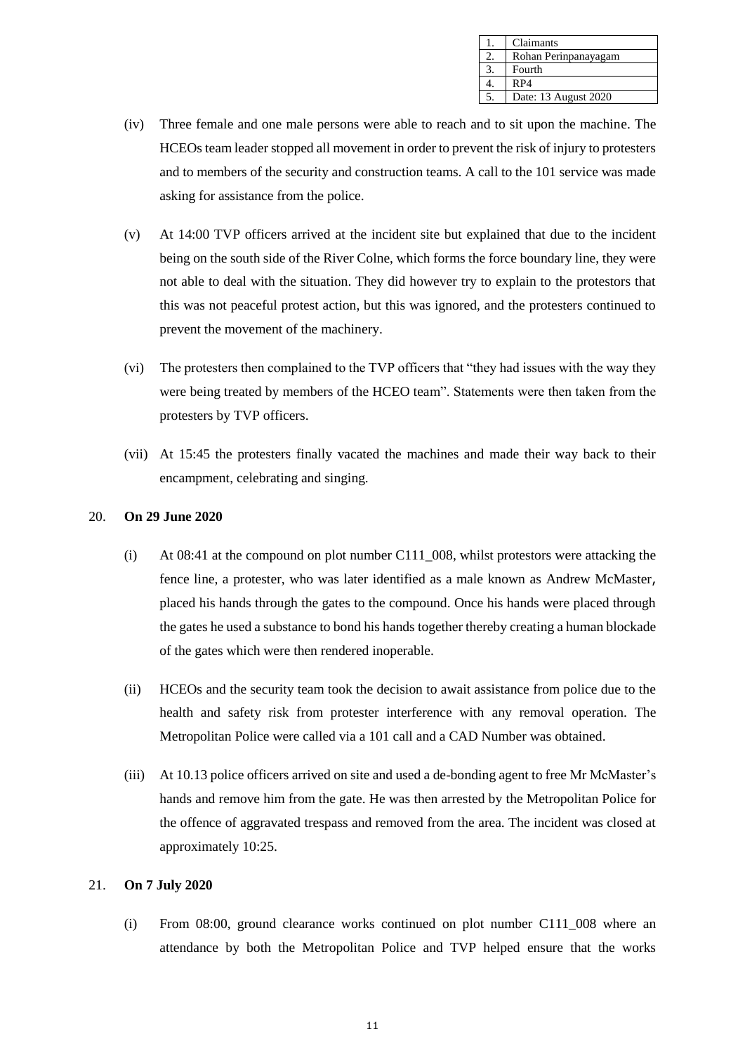| 1. | Claimants |
|---|---|
| 2. | Rohan Perinpanayagam |
| 3. | Fourth |
| 4. | RP4 |
| 5. | Date: 13 August 2020 |

(iv) Three female and one male persons were able to reach and to sit upon the machine. The HCEOs team leader stopped all movement in order to prevent the risk of injury to protesters and to members of the security and construction teams. A call to the 101 service was made asking for assistance from the police.

(v) At 14:00 TVP officers arrived at the incident site but explained that due to the incident being on the south side of the River Colne, which forms the force boundary line, they were not able to deal with the situation. They did however try to explain to the protestors that this was not peaceful protest action, but this was ignored, and the protesters continued to prevent the movement of the machinery.

(vi) The protesters then complained to the TVP officers that "they had issues with the way they were being treated by members of the HCEO team". Statements were then taken from the protesters by TVP officers.

(vii) At 15:45 the protesters finally vacated the machines and made their way back to their encampment, celebrating and singing.

20. **On 29 June 2020**

(i) At 08:41 at the compound on plot number C111_008, whilst protestors were attacking the fence line, a protester, who was later identified as a male known as Andrew McMaster, placed his hands through the gates to the compound. Once his hands were placed through the gates he used a substance to bond his hands together thereby creating a human blockade of the gates which were then rendered inoperable.

(ii) HCEOs and the security team took the decision to await assistance from police due to the health and safety risk from protester interference with any removal operation. The Metropolitan Police were called via a 101 call and a CAD Number was obtained.

(iii) At 10.13 police officers arrived on site and used a de-bonding agent to free Mr McMaster's hands and remove him from the gate. He was then arrested by the Metropolitan Police for the offence of aggravated trespass and removed from the area. The incident was closed at approximately 10:25.

21. **On 7 July 2020**

(i) From 08:00, ground clearance works continued on plot number C111_008 where an attendance by both the Metropolitan Police and TVP helped ensure that the works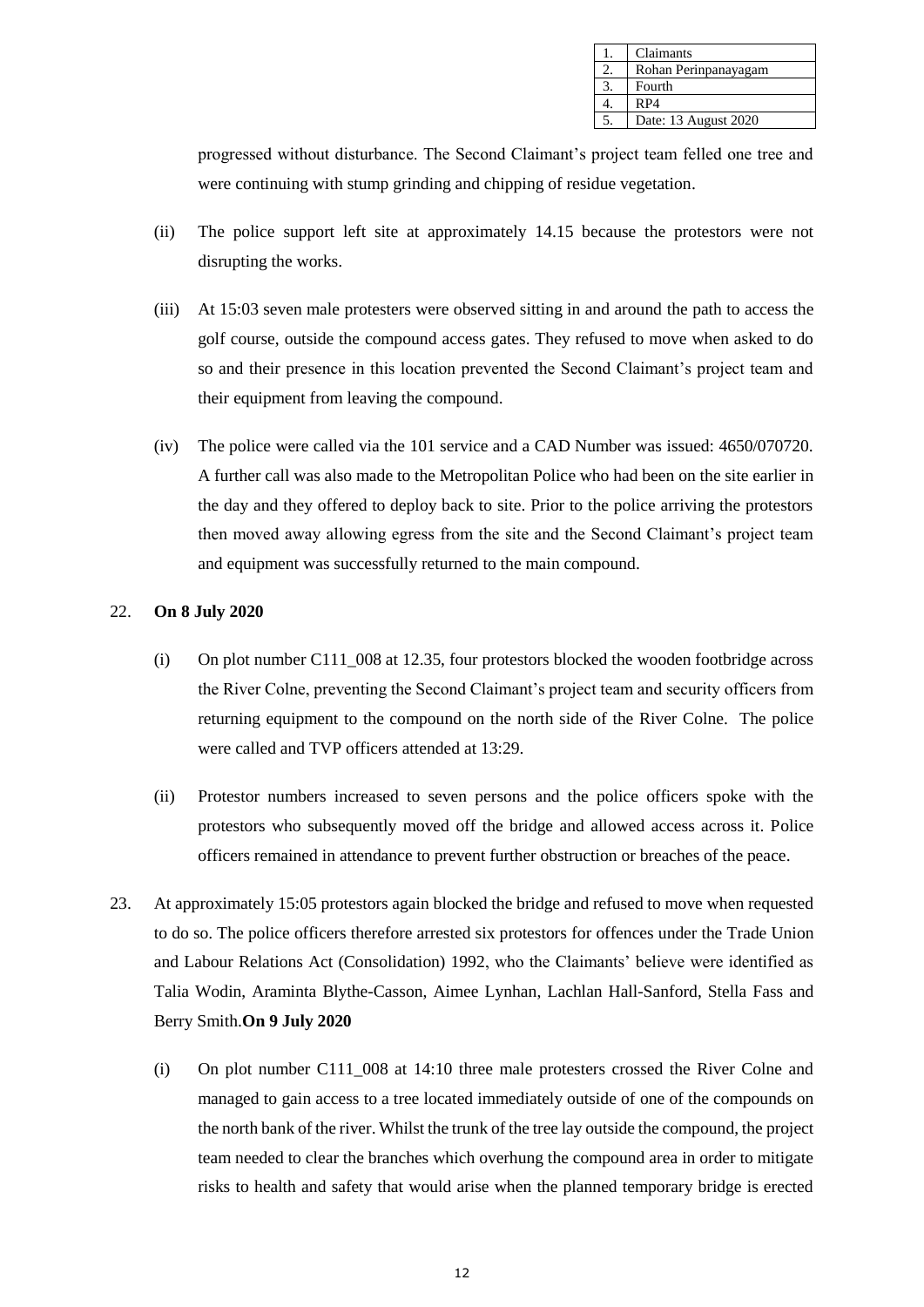progressed without disturbance. The Second Claimant's project team felled one tree and were continuing with stump grinding and chipping of residue vegetation.

(ii) The police support left site at approximately 14.15 because the protestors were not disrupting the works.

(iii) At 15:03 seven male protesters were observed sitting in and around the path to access the golf course, outside the compound access gates. They refused to move when asked to do so and their presence in this location prevented the Second Claimant's project team and their equipment from leaving the compound.

(iv) The police were called via the 101 service and a CAD Number was issued: 4650/070720. A further call was also made to the Metropolitan Police who had been on the site earlier in the day and they offered to deploy back to site. Prior to the police arriving the protestors then moved away allowing egress from the site and the Second Claimant's project team and equipment was successfully returned to the main compound.

22. **On 8 July 2020**

(i) On plot number C111_008 at 12.35, four protestors blocked the wooden footbridge across the River Colne, preventing the Second Claimant's project team and security officers from returning equipment to the compound on the north side of the River Colne. The police were called and TVP officers attended at 13:29.

(ii) Protestor numbers increased to seven persons and the police officers spoke with the protestors who subsequently moved off the bridge and allowed access across it. Police officers remained in attendance to prevent further obstruction or breaches of the peace.

23. At approximately 15:05 protestors again blocked the bridge and refused to move when requested to do so. The police officers therefore arrested six protestors for offences under the Trade Union and Labour Relations Act (Consolidation) 1992, who the Claimants' believe were identified as Talia Wodin, Araminta Blythe-Casson, Aimee Lynhan, Lachlan Hall-Sanford, Stella Fass and Berry Smith.**On 9 July 2020**

(i) On plot number C111_008 at 14:10 three male protesters crossed the River Colne and managed to gain access to a tree located immediately outside of one of the compounds on the north bank of the river. Whilst the trunk of the tree lay outside the compound, the project team needed to clear the branches which overhung the compound area in order to mitigate risks to health and safety that would arise when the planned temporary bridge is erected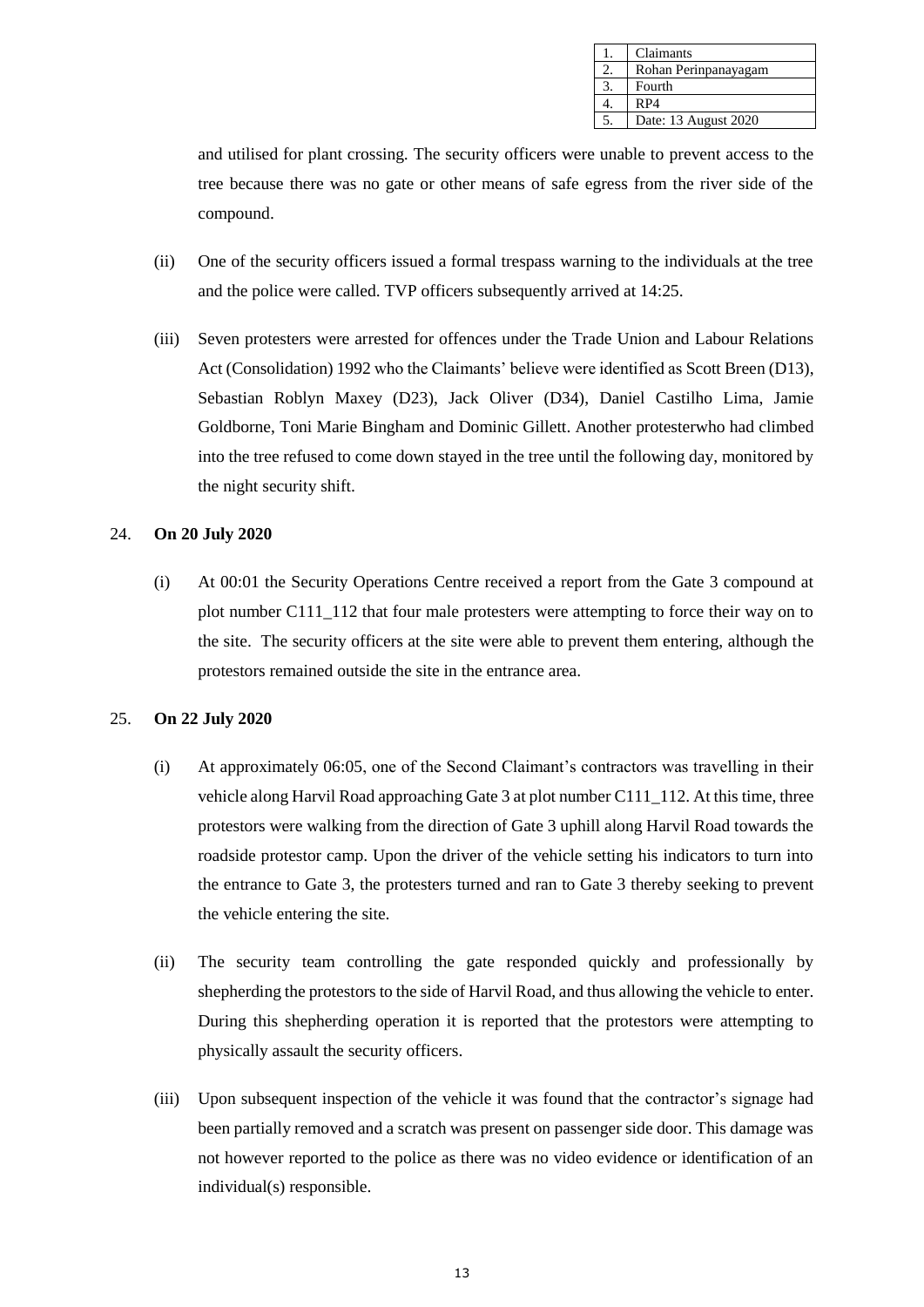| 1. | Claimants |
|---|---|
| 2. | Rohan Perinpanayagam |
| 3. | Fourth |
| 4. | RP4 |
| 5. | Date: 13 August 2020 |

and utilised for plant crossing. The security officers were unable to prevent access to the tree because there was no gate or other means of safe egress from the river side of the compound.

(ii) One of the security officers issued a formal trespass warning to the individuals at the tree and the police were called. TVP officers subsequently arrived at 14:25.

(iii) Seven protesters were arrested for offences under the Trade Union and Labour Relations Act (Consolidation) 1992 who the Claimants' believe were identified as Scott Breen (D13), Sebastian Roblyn Maxey (D23), Jack Oliver (D34), Daniel Castilho Lima, Jamie Goldborne, Toni Marie Bingham and Dominic Gillett. Another protesterwho had climbed into the tree refused to come down stayed in the tree until the following day, monitored by the night security shift.

24. **On 20 July 2020**

(i) At 00:01 the Security Operations Centre received a report from the Gate 3 compound at plot number C111_112 that four male protesters were attempting to force their way on to the site. The security officers at the site were able to prevent them entering, although the protestors remained outside the site in the entrance area.

25. **On 22 July 2020**

(i) At approximately 06:05, one of the Second Claimant's contractors was travelling in their vehicle along Harvil Road approaching Gate 3 at plot number C111_112. At this time, three protestors were walking from the direction of Gate 3 uphill along Harvil Road towards the roadside protestor camp. Upon the driver of the vehicle setting his indicators to turn into the entrance to Gate 3, the protesters turned and ran to Gate 3 thereby seeking to prevent the vehicle entering the site.

(ii) The security team controlling the gate responded quickly and professionally by shepherding the protestors to the side of Harvil Road, and thus allowing the vehicle to enter. During this shepherding operation it is reported that the protestors were attempting to physically assault the security officers.

(iii) Upon subsequent inspection of the vehicle it was found that the contractor's signage had been partially removed and a scratch was present on passenger side door. This damage was not however reported to the police as there was no video evidence or identification of an individual(s) responsible.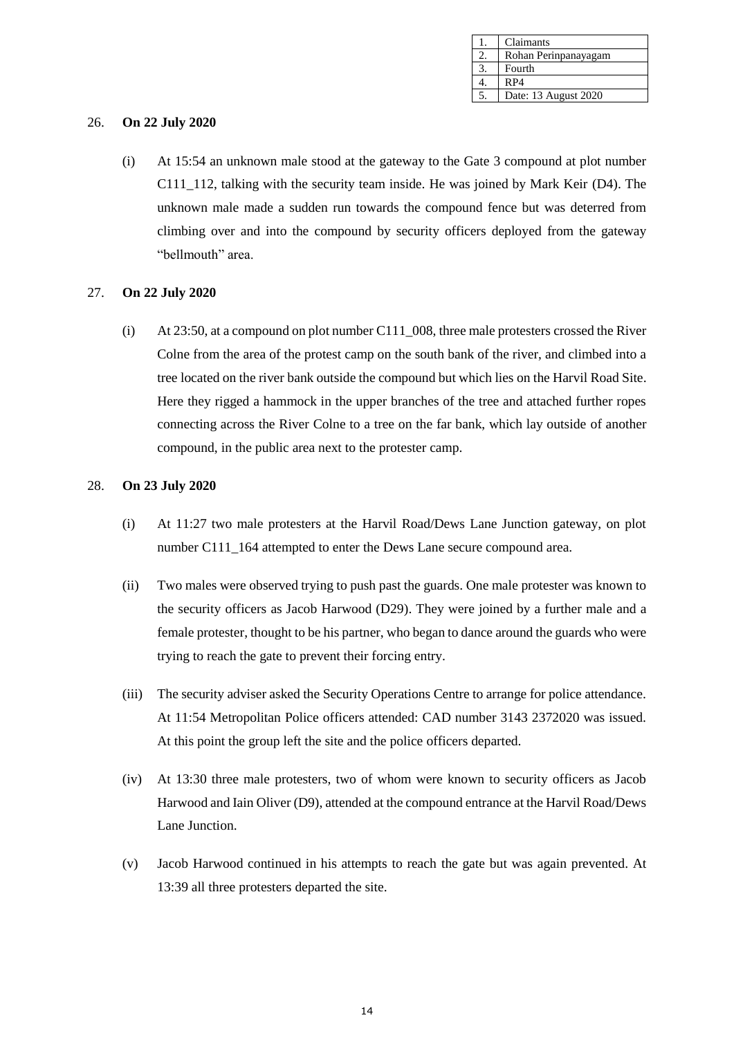| 1. | Claimants |
| --- | --- |
| 2. | Rohan Perinpanayagam |
| 3. | Fourth |
| 4. | RP4 |
| 5. | Date: 13 August 2020 |

26. **On 22 July 2020**

    (i) At 15:54 an unknown male stood at the gateway to the Gate 3 compound at plot number C111_112, talking with the security team inside. He was joined by Mark Keir (D4). The unknown male made a sudden run towards the compound fence but was deterred from climbing over and into the compound by security officers deployed from the gateway "bellmouth" area.

27. **On 22 July 2020**

    (i) At 23:50, at a compound on plot number C111_008, three male protesters crossed the River Colne from the area of the protest camp on the south bank of the river, and climbed into a tree located on the river bank outside the compound but which lies on the Harvil Road Site. Here they rigged a hammock in the upper branches of the tree and attached further ropes connecting across the River Colne to a tree on the far bank, which lay outside of another compound, in the public area next to the protester camp.

28. **On 23 July 2020**

    (i) At 11:27 two male protesters at the Harvil Road/Dews Lane Junction gateway, on plot number C111_164 attempted to enter the Dews Lane secure compound area.

    (ii) Two males were observed trying to push past the guards. One male protester was known to the security officers as Jacob Harwood (D29). They were joined by a further male and a female protester, thought to be his partner, who began to dance around the guards who were trying to reach the gate to prevent their forcing entry.

    (iii) The security adviser asked the Security Operations Centre to arrange for police attendance. At 11:54 Metropolitan Police officers attended: CAD number 3143 2372020 was issued. At this point the group left the site and the police officers departed.

    (iv) At 13:30 three male protesters, two of whom were known to security officers as Jacob Harwood and Iain Oliver (D9), attended at the compound entrance at the Harvil Road/Dews Lane Junction.

    (v) Jacob Harwood continued in his attempts to reach the gate but was again prevented. At 13:39 all three protesters departed the site.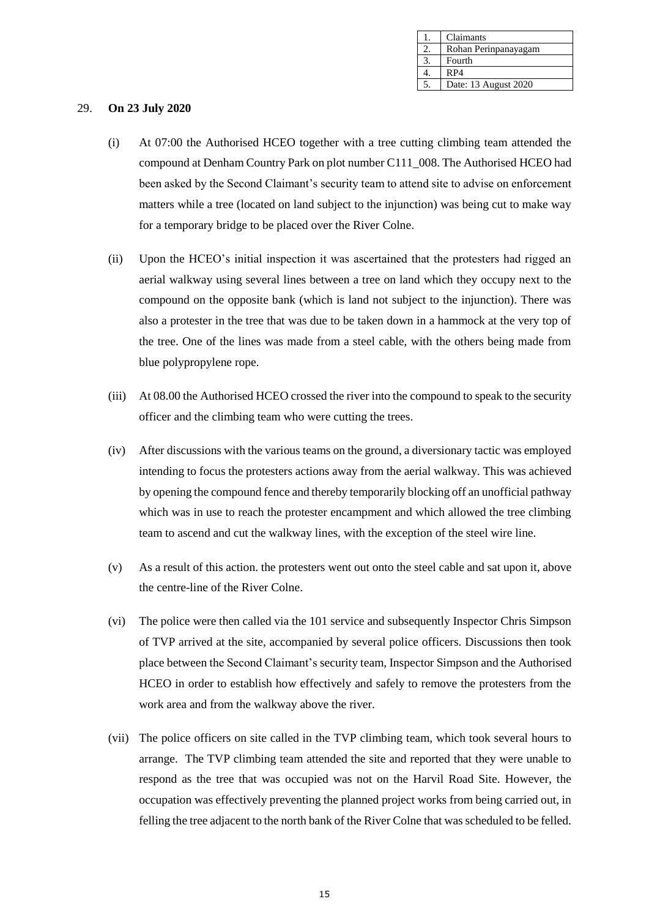| 1. | Claimants |
|---|---|
| 2. | Rohan Perinpanayagam |
| 3. | Fourth |
| 4. | RP4 |
| 5. | Date: 13 August 2020 |

29. **On 23 July 2020**

(i) At 07:00 the Authorised HCEO together with a tree cutting climbing team attended the compound at Denham Country Park on plot number C111_008. The Authorised HCEO had been asked by the Second Claimant's security team to attend site to advise on enforcement matters while a tree (located on land subject to the injunction) was being cut to make way for a temporary bridge to be placed over the River Colne.

(ii) Upon the HCEO's initial inspection it was ascertained that the protesters had rigged an aerial walkway using several lines between a tree on land which they occupy next to the compound on the opposite bank (which is land not subject to the injunction). There was also a protester in the tree that was due to be taken down in a hammock at the very top of the tree. One of the lines was made from a steel cable, with the others being made from blue polypropylene rope.

(iii) At 08.00 the Authorised HCEO crossed the river into the compound to speak to the security officer and the climbing team who were cutting the trees.

(iv) After discussions with the various teams on the ground, a diversionary tactic was employed intending to focus the protesters actions away from the aerial walkway. This was achieved by opening the compound fence and thereby temporarily blocking off an unofficial pathway which was in use to reach the protester encampment and which allowed the tree climbing team to ascend and cut the walkway lines, with the exception of the steel wire line.

(v) As a result of this action. the protesters went out onto the steel cable and sat upon it, above the centre-line of the River Colne.

(vi) The police were then called via the 101 service and subsequently Inspector Chris Simpson of TVP arrived at the site, accompanied by several police officers. Discussions then took place between the Second Claimant's security team, Inspector Simpson and the Authorised HCEO in order to establish how effectively and safely to remove the protesters from the work area and from the walkway above the river.

(vii) The police officers on site called in the TVP climbing team, which took several hours to arrange. The TVP climbing team attended the site and reported that they were unable to respond as the tree that was occupied was not on the Harvil Road Site. However, the occupation was effectively preventing the planned project works from being carried out, in felling the tree adjacent to the north bank of the River Colne that was scheduled to be felled.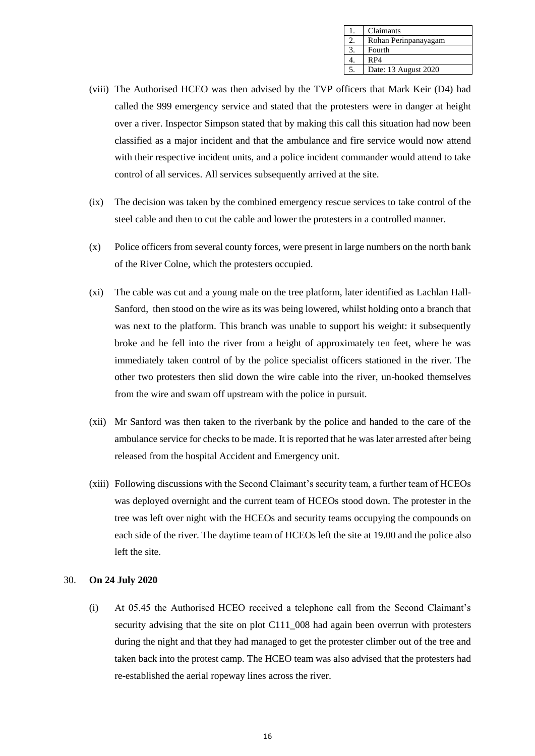(viii) The Authorised HCEO was then advised by the TVP officers that Mark Keir (D4) had called the 999 emergency service and stated that the protesters were in danger at height over a river. Inspector Simpson stated that by making this call this situation had now been classified as a major incident and that the ambulance and fire service would now attend with their respective incident units, and a police incident commander would attend to take control of all services. All services subsequently arrived at the site.

(ix) The decision was taken by the combined emergency rescue services to take control of the steel cable and then to cut the cable and lower the protesters in a controlled manner.

(x) Police officers from several county forces, were present in large numbers on the north bank of the River Colne, which the protesters occupied.

(xi) The cable was cut and a young male on the tree platform, later identified as Lachlan Hall-Sanford, then stood on the wire as its was being lowered, whilst holding onto a branch that was next to the platform. This branch was unable to support his weight: it subsequently broke and he fell into the river from a height of approximately ten feet, where he was immediately taken control of by the police specialist officers stationed in the river. The other two protesters then slid down the wire cable into the river, un-hooked themselves from the wire and swam off upstream with the police in pursuit.

(xii) Mr Sanford was then taken to the riverbank by the police and handed to the care of the ambulance service for checks to be made. It is reported that he was later arrested after being released from the hospital Accident and Emergency unit.

(xiii) Following discussions with the Second Claimant's security team, a further team of HCEOs was deployed overnight and the current team of HCEOs stood down. The protester in the tree was left over night with the HCEOs and security teams occupying the compounds on each side of the river. The daytime team of HCEOs left the site at 19.00 and the police also left the site.

30. **On 24 July 2020**

(i) At 05.45 the Authorised HCEO received a telephone call from the Second Claimant's security advising that the site on plot C111_008 had again been overrun with protesters during the night and that they had managed to get the protester climber out of the tree and taken back into the protest camp. The HCEO team was also advised that the protesters had re-established the aerial ropeway lines across the river.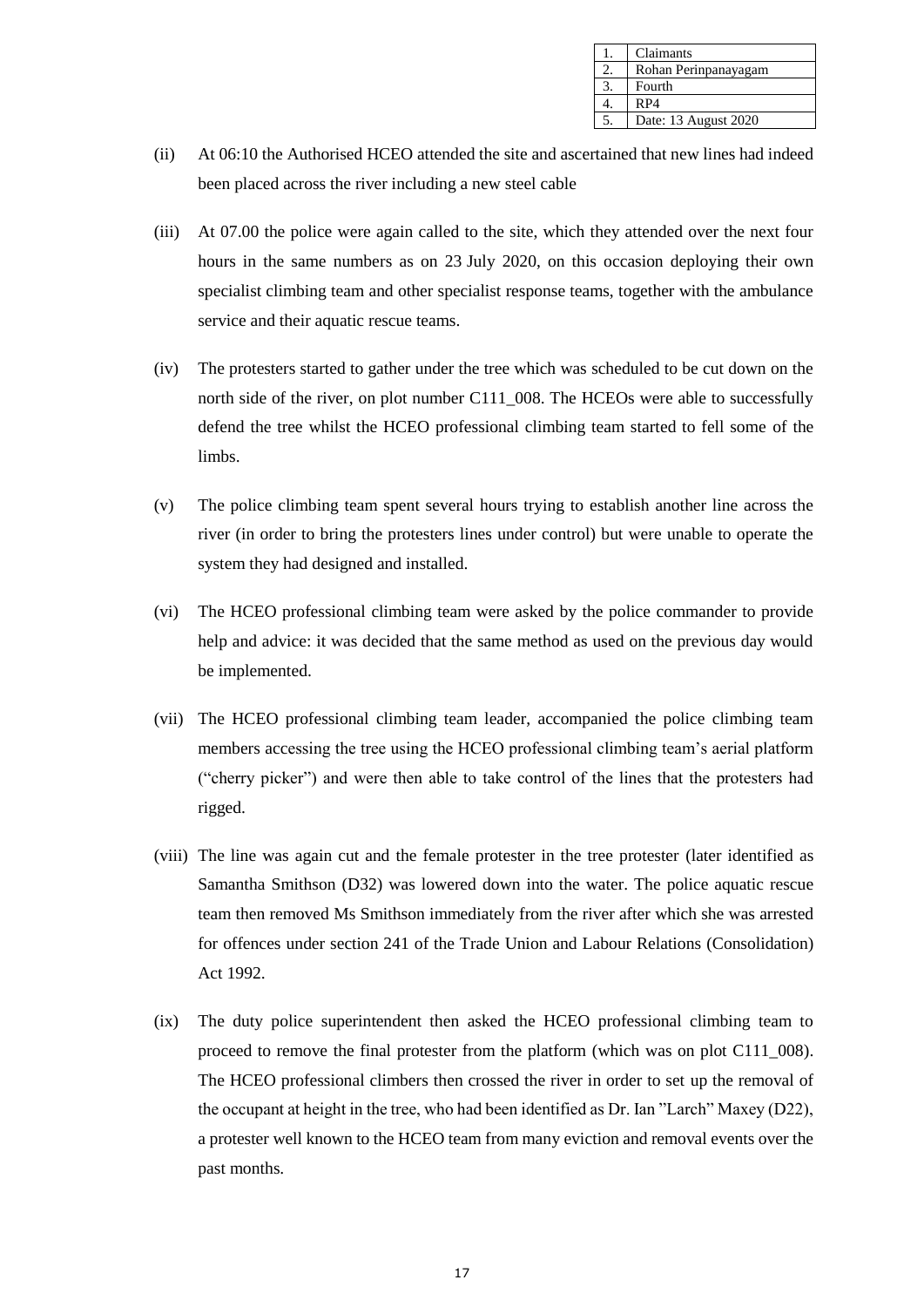(ii) At 06:10 the Authorised HCEO attended the site and ascertained that new lines had indeed been placed across the river including a new steel cable

(iii) At 07.00 the police were again called to the site, which they attended over the next four hours in the same numbers as on 23 July 2020, on this occasion deploying their own specialist climbing team and other specialist response teams, together with the ambulance service and their aquatic rescue teams.

(iv) The protesters started to gather under the tree which was scheduled to be cut down on the north side of the river, on plot number C111_008. The HCEOs were able to successfully defend the tree whilst the HCEO professional climbing team started to fell some of the limbs.

(v) The police climbing team spent several hours trying to establish another line across the river (in order to bring the protesters lines under control) but were unable to operate the system they had designed and installed.

(vi) The HCEO professional climbing team were asked by the police commander to provide help and advice: it was decided that the same method as used on the previous day would be implemented.

(vii) The HCEO professional climbing team leader, accompanied the police climbing team members accessing the tree using the HCEO professional climbing team's aerial platform ("cherry picker") and were then able to take control of the lines that the protesters had rigged.

(viii) The line was again cut and the female protester in the tree protester (later identified as Samantha Smithson (D32) was lowered down into the water. The police aquatic rescue team then removed Ms Smithson immediately from the river after which she was arrested for offences under section 241 of the Trade Union and Labour Relations (Consolidation) Act 1992.

(ix) The duty police superintendent then asked the HCEO professional climbing team to proceed to remove the final protester from the platform (which was on plot C111_008). The HCEO professional climbers then crossed the river in order to set up the removal of the occupant at height in the tree, who had been identified as Dr. Ian "Larch" Maxey (D22), a protester well known to the HCEO team from many eviction and removal events over the past months.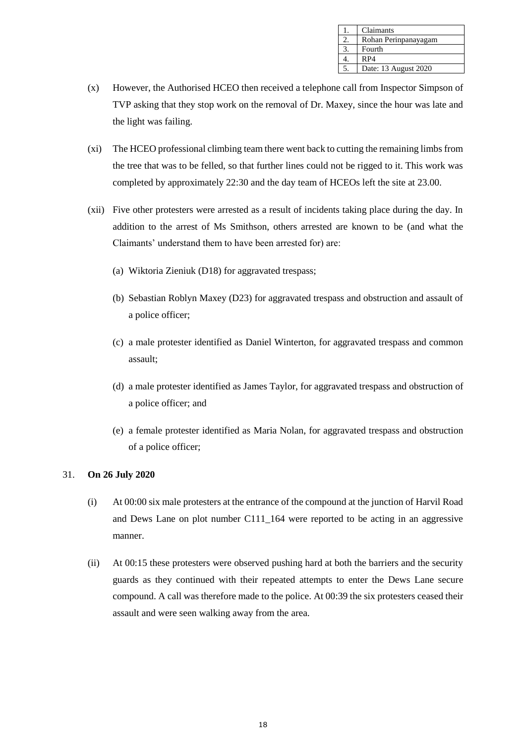| 1. | Claimants |
|---|---|
| 2. | Rohan Perinpanayagam |
| 3. | Fourth |
| 4. | RP4 |
| 5. | Date: 13 August 2020 |

(x) However, the Authorised HCEO then received a telephone call from Inspector Simpson of TVP asking that they stop work on the removal of Dr. Maxey, since the hour was late and the light was failing.

(xi) The HCEO professional climbing team there went back to cutting the remaining limbs from the tree that was to be felled, so that further lines could not be rigged to it. This work was completed by approximately 22:30 and the day team of HCEOs left the site at 23.00.

(xii) Five other protesters were arrested as a result of incidents taking place during the day. In addition to the arrest of Ms Smithson, others arrested are known to be (and what the Claimants' understand them to have been arrested for) are:

(a) Wiktoria Zieniuk (D18) for aggravated trespass;

(b) Sebastian Roblyn Maxey (D23) for aggravated trespass and obstruction and assault of a police officer;

(c) a male protester identified as Daniel Winterton, for aggravated trespass and common assault;

(d) a male protester identified as James Taylor, for aggravated trespass and obstruction of a police officer; and

(e) a female protester identified as Maria Nolan, for aggravated trespass and obstruction of a police officer;

31. **On 26 July 2020**

(i) At 00:00 six male protesters at the entrance of the compound at the junction of Harvil Road and Dews Lane on plot number C111_164 were reported to be acting in an aggressive manner.

(ii) At 00:15 these protesters were observed pushing hard at both the barriers and the security guards as they continued with their repeated attempts to enter the Dews Lane secure compound. A call was therefore made to the police. At 00:39 the six protesters ceased their assault and were seen walking away from the area.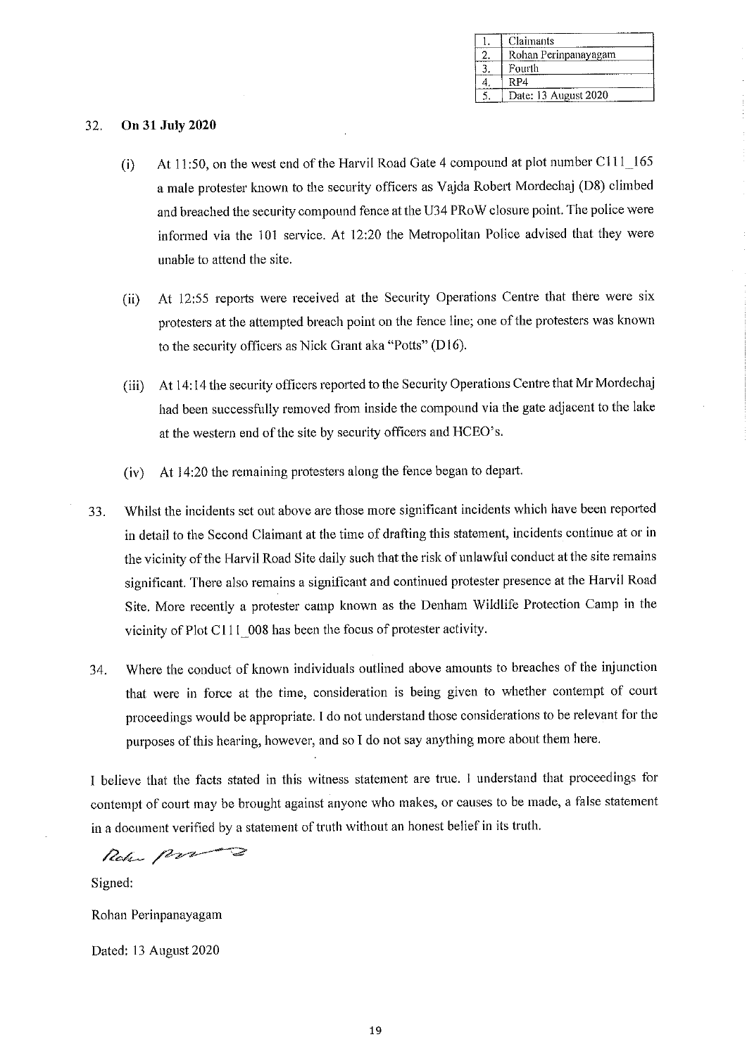| | |
|---|---|
| 1. | Claimants |
| 2. | Rohan Perinpanayagam |
| 3. | Fourth |
| 4. | RP4 |
| 5. | Date: 13 August 2020 |

32. **On 31 July 2020**

 (i) At 11:50, on the west end of the Harvil Road Gate 4 compound at plot number C111_165 a male protester known to the security officers as Vajda Robert Mordechaj (D8) climbed and breached the security compound fence at the U34 PRoW closure point. The police were informed via the 101 service. At 12:20 the Metropolitan Police advised that they were unable to attend the site.

 (ii) At 12:55 reports were received at the Security Operations Centre that there were six protesters at the attempted breach point on the fence line; one of the protesters was known to the security officers as Nick Grant aka "Potts" (D16).

 (iii) At 14:14 the security officers reported to the Security Operations Centre that Mr Mordechaj had been successfully removed from inside the compound via the gate adjacent to the lake at the western end of the site by security officers and HCEO's.

 (iv) At 14:20 the remaining protesters along the fence began to depart.

33. Whilst the incidents set out above are those more significant incidents which have been reported in detail to the Second Claimant at the time of drafting this statement, incidents continue at or in the vicinity of the Harvil Road Site daily such that the risk of unlawful conduct at the site remains significant. There also remains a significant and continued protester presence at the Harvil Road Site. More recently a protester camp known as the Denham Wildlife Protection Camp in the vicinity of Plot C111_008 has been the focus of protester activity.

34. Where the conduct of known individuals outlined above amounts to breaches of the injunction that were in force at the time, consideration is being given to whether contempt of court proceedings would be appropriate. I do not understand those considerations to be relevant for the purposes of this hearing, however, and so I do not say anything more about them here.

I believe that the facts stated in this witness statement are true. I understand that proceedings for contempt of court may be brought against anyone who makes, or causes to be made, a false statement in a document verified by a statement of truth without an honest belief in its truth.

Signed:

Rohan Perinpanayagam

Dated: 13 August 2020